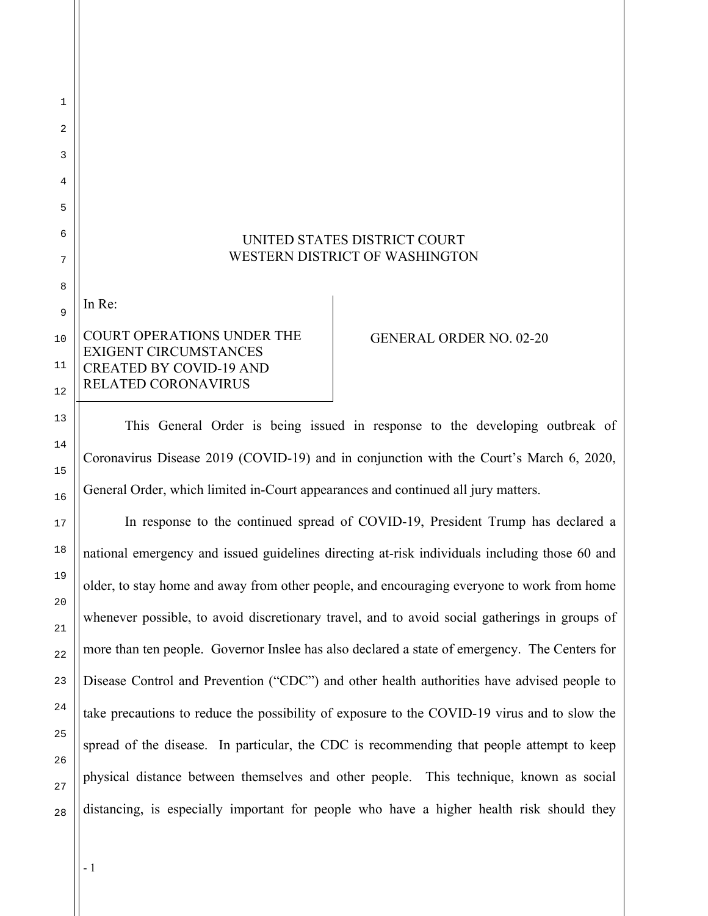UNITED STATES DISTRICT COURT
WESTERN DISTRICT OF WASHINGTON

In Re:

COURT OPERATIONS UNDER THE EXIGENT CIRCUMSTANCES CREATED BY COVID-19 AND RELATED CORONAVIRUS

GENERAL ORDER NO. 02-20

This General Order is being issued in response to the developing outbreak of Coronavirus Disease 2019 (COVID-19) and in conjunction with the Court's March 6, 2020, General Order, which limited in-Court appearances and continued all jury matters.

In response to the continued spread of COVID-19, President Trump has declared a national emergency and issued guidelines directing at-risk individuals including those 60 and older, to stay home and away from other people, and encouraging everyone to work from home whenever possible, to avoid discretionary travel, and to avoid social gatherings in groups of more than ten people. Governor Inslee has also declared a state of emergency. The Centers for Disease Control and Prevention ("CDC") and other health authorities have advised people to take precautions to reduce the possibility of exposure to the COVID-19 virus and to slow the spread of the disease. In particular, the CDC is recommending that people attempt to keep physical distance between themselves and other people. This technique, known as social distancing, is especially important for people who have a higher health risk should they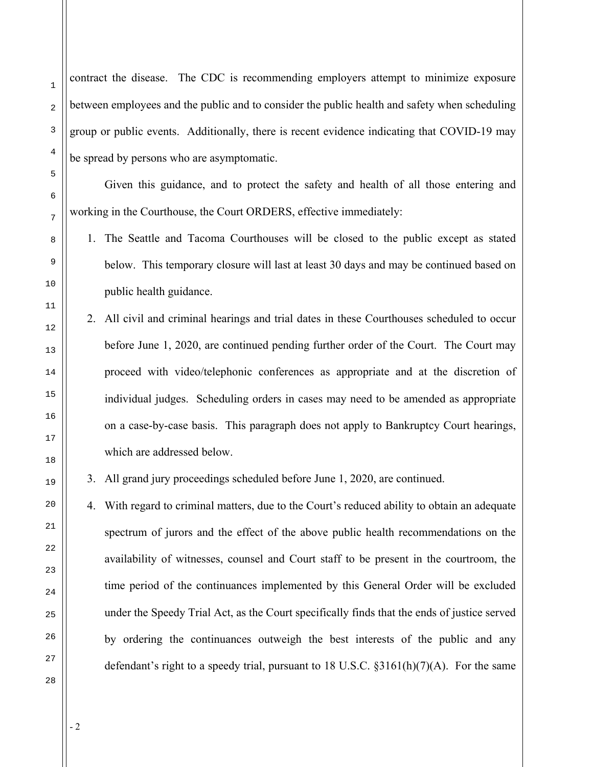contract the disease. The CDC is recommending employers attempt to minimize exposure between employees and the public and to consider the public health and safety when scheduling group or public events. Additionally, there is recent evidence indicating that COVID-19 may be spread by persons who are asymptomatic.

Given this guidance, and to protect the safety and health of all those entering and working in the Courthouse, the Court ORDERS, effective immediately:

1. The Seattle and Tacoma Courthouses will be closed to the public except as stated below. This temporary closure will last at least 30 days and may be continued based on public health guidance.
2. All civil and criminal hearings and trial dates in these Courthouses scheduled to occur before June 1, 2020, are continued pending further order of the Court. The Court may proceed with video/telephonic conferences as appropriate and at the discretion of individual judges. Scheduling orders in cases may need to be amended as appropriate on a case-by-case basis. This paragraph does not apply to Bankruptcy Court hearings, which are addressed below.
3. All grand jury proceedings scheduled before June 1, 2020, are continued.
4. With regard to criminal matters, due to the Court's reduced ability to obtain an adequate spectrum of jurors and the effect of the above public health recommendations on the availability of witnesses, counsel and Court staff to be present in the courtroom, the time period of the continuances implemented by this General Order will be excluded under the Speedy Trial Act, as the Court specifically finds that the ends of justice served by ordering the continuances outweigh the best interests of the public and any defendant's right to a speedy trial, pursuant to 18 U.S.C. §3161(h)(7)(A). For the same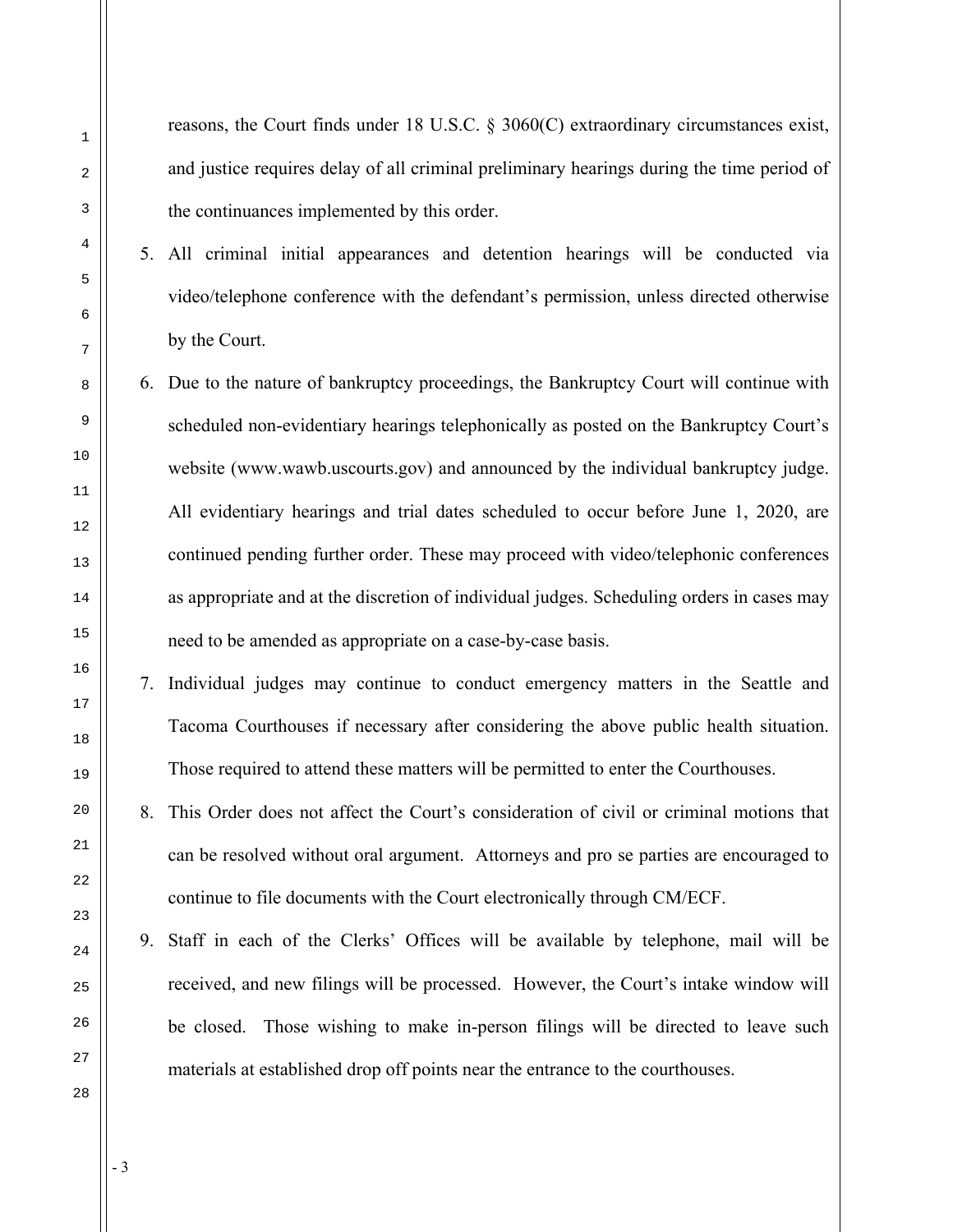reasons, the Court finds under 18 U.S.C. § 3060(C) extraordinary circumstances exist, and justice requires delay of all criminal preliminary hearings during the time period of the continuances implemented by this order.

5. All criminal initial appearances and detention hearings will be conducted via video/telephone conference with the defendant's permission, unless directed otherwise by the Court.

6. Due to the nature of bankruptcy proceedings, the Bankruptcy Court will continue with scheduled non-evidentiary hearings telephonically as posted on the Bankruptcy Court's website (www.wawb.uscourts.gov) and announced by the individual bankruptcy judge. All evidentiary hearings and trial dates scheduled to occur before June 1, 2020, are continued pending further order. These may proceed with video/telephonic conferences as appropriate and at the discretion of individual judges. Scheduling orders in cases may need to be amended as appropriate on a case-by-case basis.

7. Individual judges may continue to conduct emergency matters in the Seattle and Tacoma Courthouses if necessary after considering the above public health situation. Those required to attend these matters will be permitted to enter the Courthouses.

8. This Order does not affect the Court's consideration of civil or criminal motions that can be resolved without oral argument. Attorneys and pro se parties are encouraged to continue to file documents with the Court electronically through CM/ECF.

9. Staff in each of the Clerks' Offices will be available by telephone, mail will be received, and new filings will be processed. However, the Court's intake window will be closed. Those wishing to make in-person filings will be directed to leave such materials at established drop off points near the entrance to the courthouses.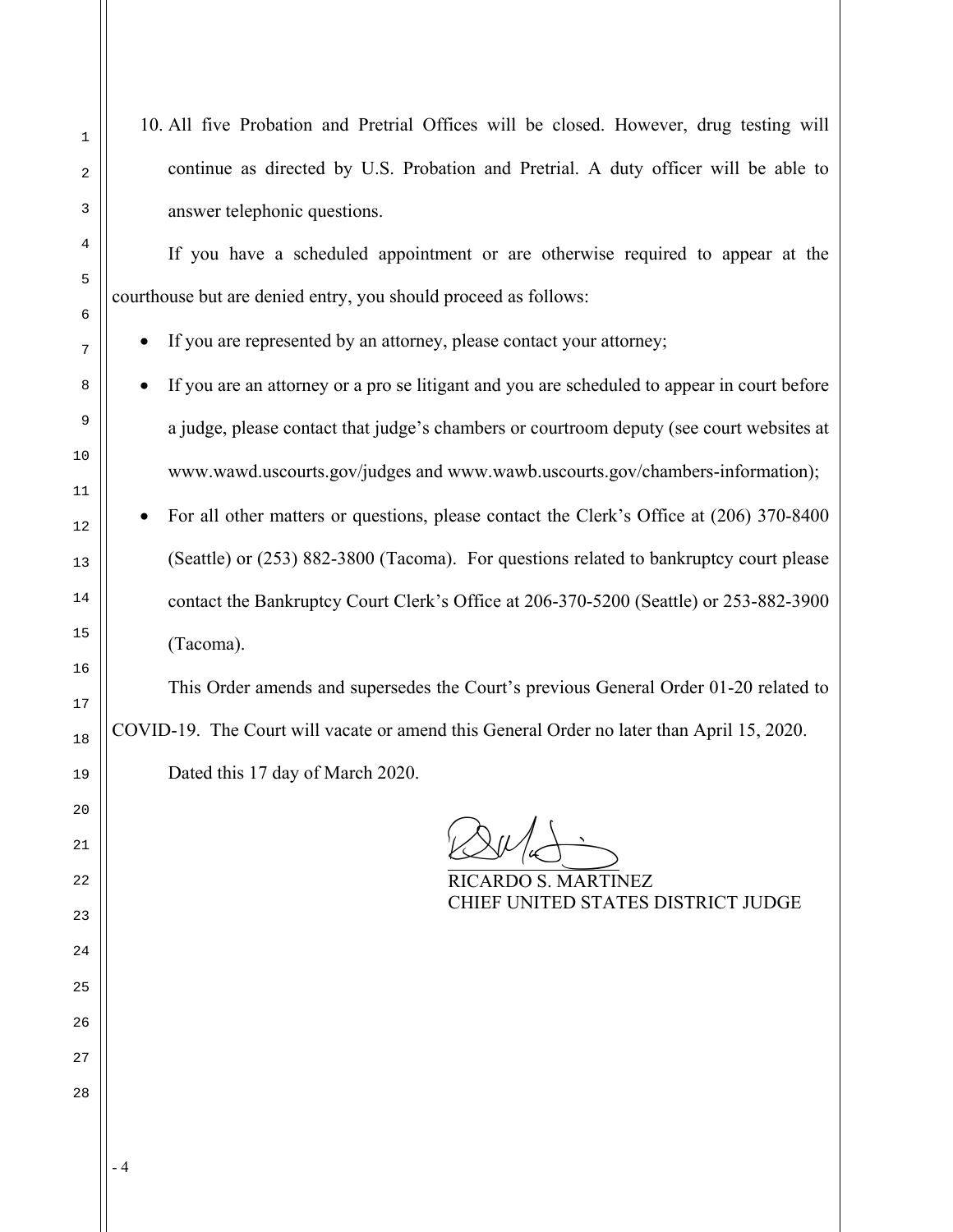10. All five Probation and Pretrial Offices will be closed. However, drug testing will continue as directed by U.S. Probation and Pretrial. A duty officer will be able to answer telephonic questions.

If you have a scheduled appointment or are otherwise required to appear at the courthouse but are denied entry, you should proceed as follows:

- If you are represented by an attorney, please contact your attorney;
- If you are an attorney or a pro se litigant and you are scheduled to appear in court before a judge, please contact that judge's chambers or courtroom deputy (see court websites at www.wawd.uscourts.gov/judges and www.wawb.uscourts.gov/chambers-information);
- For all other matters or questions, please contact the Clerk's Office at (206) 370-8400 (Seattle) or (253) 882-3800 (Tacoma). For questions related to bankruptcy court please contact the Bankruptcy Court Clerk's Office at 206-370-5200 (Seattle) or 253-882-3900 (Tacoma).

This Order amends and supersedes the Court's previous General Order 01-20 related to COVID-19. The Court will vacate or amend this General Order no later than April 15, 2020.

Dated this 17 day of March 2020.

RICARDO S. MARTINEZ
CHIEF UNITED STATES DISTRICT JUDGE